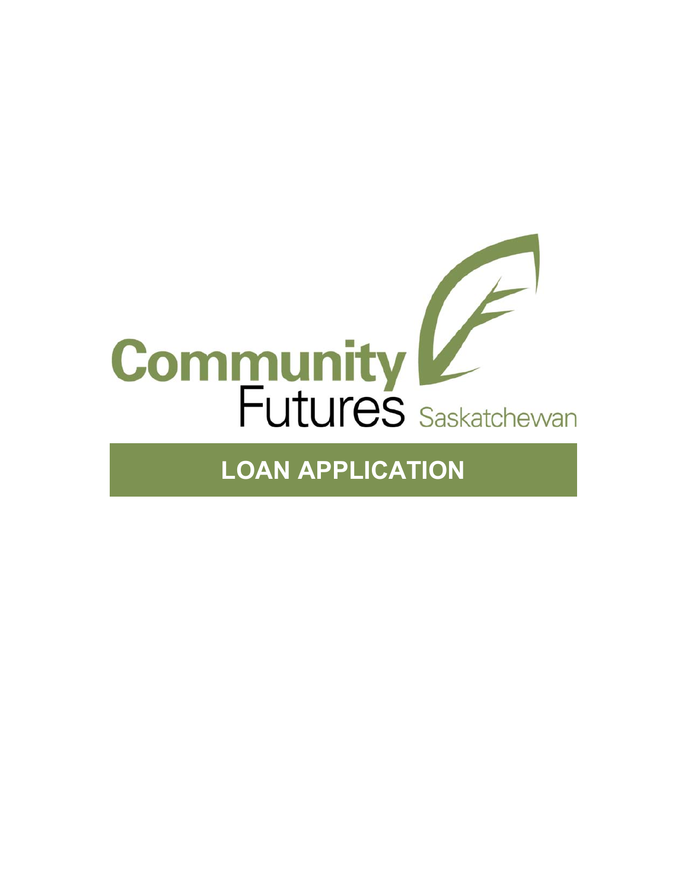Community Futures Saskatchewan

# LOAN APPLICATION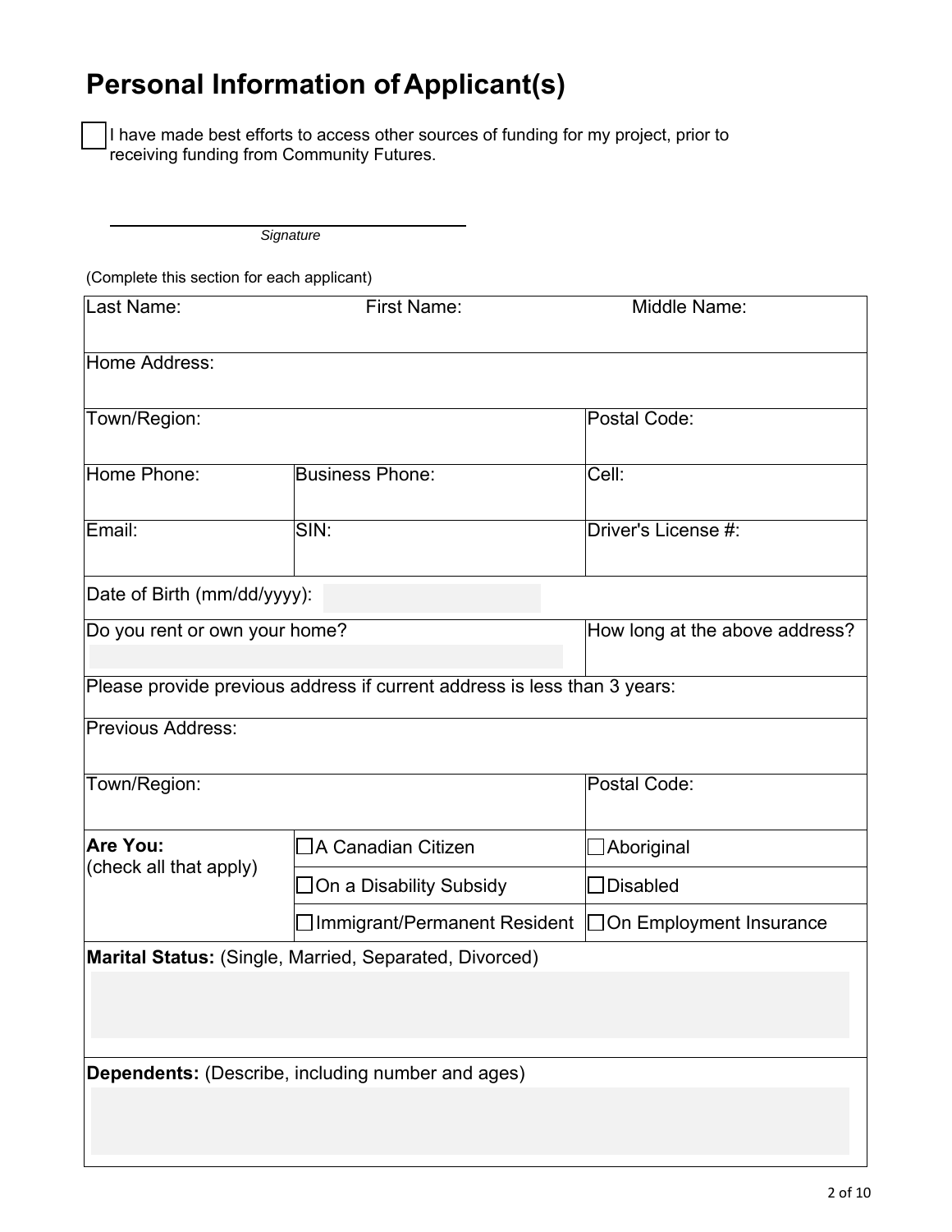# Personal Information of Applicant(s)

☐ I have made best efforts to access other sources of funding for my project, prior to receiving funding from Community Futures.

_______________________________
*Signature*

(Complete this section for each applicant)

| Last Name: | First Name: | Middle Name: |
|---|---|---|
| Home Address: | | |
| Town/Region: | | Postal Code: |
| Home Phone: | Business Phone: | Cell: |
| Email: | SIN: | Driver's License #: |
| Date of Birth (mm/dd/yyyy): | | |
| Do you rent or own your home? | | How long at the above address? |
| Please provide previous address if current address is less than 3 years: | | |
| Previous Address: | | |
| Town/Region: | | Postal Code: |
| **Are You:** (check all that apply) | ☐ A Canadian Citizen | ☐ Aboriginal |
| | ☐ On a Disability Subsidy | ☐ Disabled |
| | ☐ Immigrant/Permanent Resident | ☐ On Employment Insurance |
| **Marital Status:** (Single, Married, Separated, Divorced) | | |
| **Dependents:** (Describe, including number and ages) | | |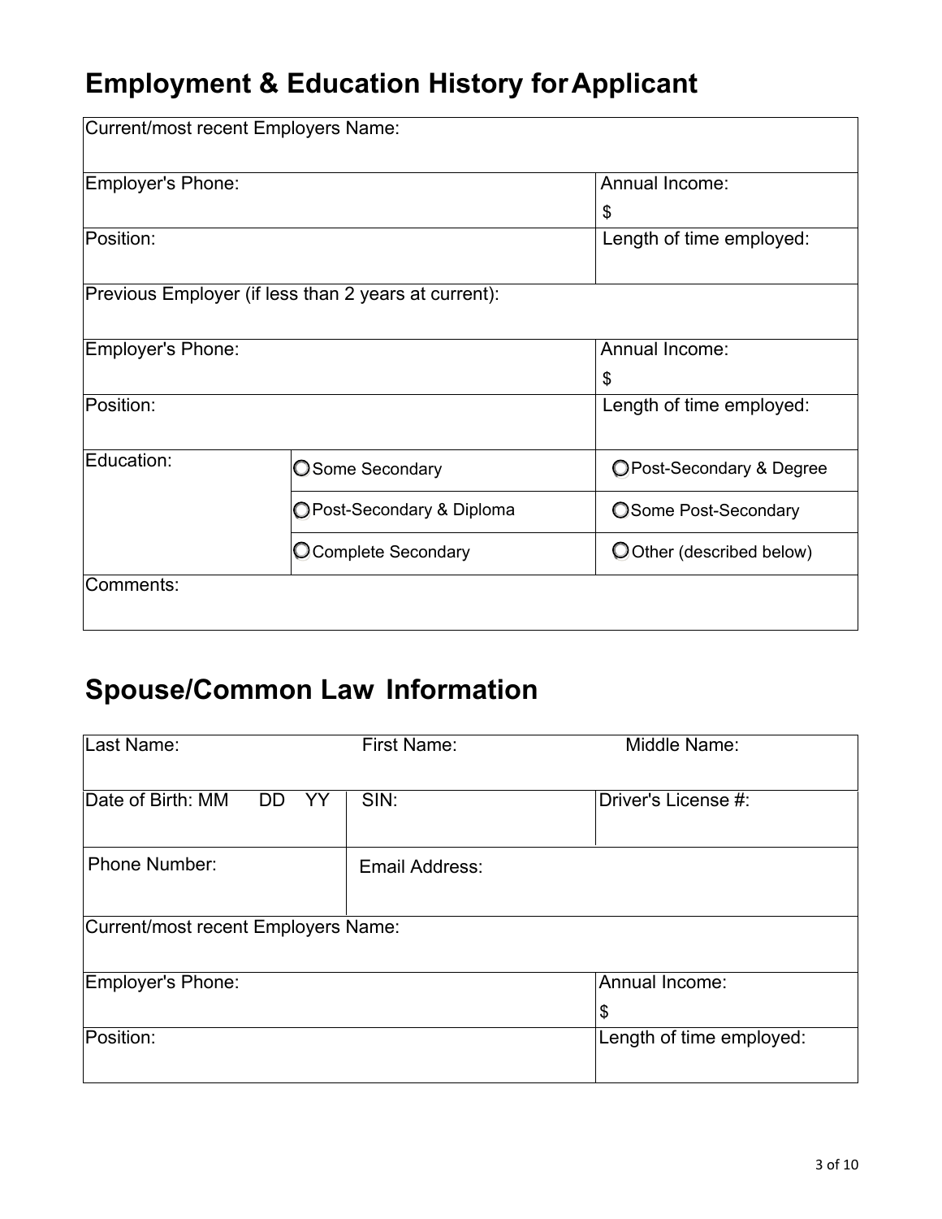## Employment & Education History for Applicant

| Current/most recent Employers Name: | | |
|---|---|---|
| Employer's Phone: | | Annual Income: $ |
| Position: | | Length of time employed: |
| Previous Employer (if less than 2 years at current): | | |
| Employer's Phone: | | Annual Income: $ |
| Position: | | Length of time employed: |
| Education: | ○ Some Secondary | ○ Post-Secondary & Degree |
| | ○ Post-Secondary & Diploma | ○ Some Post-Secondary |
| | ○ Complete Secondary | ○ Other (described below) |
| Comments: | | |

## Spouse/Common Law Information

| Last Name: | First Name: | Middle Name: |
|---|---|---|
| Date of Birth: MM DD YY | SIN: | Driver's License #: |
| Phone Number: | Email Address: | |
| Current/most recent Employers Name: | | |
| Employer's Phone: | | Annual Income: $ |
| Position: | | Length of time employed: |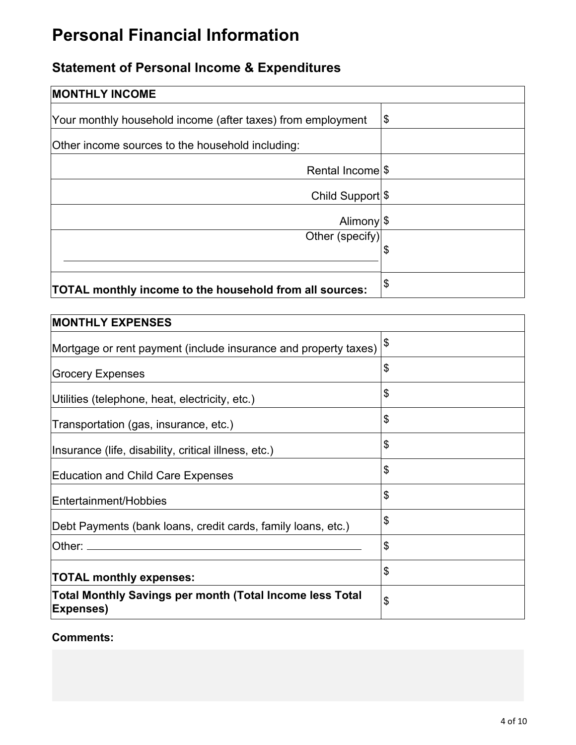# Personal Financial Information

## Statement of Personal Income & Expenditures

| MONTHLY INCOME | |
|---|---|
| Your monthly household income (after taxes) from employment | $ |
| Other income sources to the household including: | |
| Rental Income | $ |
| Child Support | $ |
| Alimony | $ |
| Other (specify) ____________________ | $ |
| **TOTAL monthly income to the household from all sources:** | $ |

| MONTHLY EXPENSES | |
|---|---|
| Mortgage or rent payment (include insurance and property taxes) | $ |
| Grocery Expenses | $ |
| Utilities (telephone, heat, electricity, etc.) | $ |
| Transportation (gas, insurance, etc.) | $ |
| Insurance (life, disability, critical illness, etc.) | $ |
| Education and Child Care Expenses | $ |
| Entertainment/Hobbies | $ |
| Debt Payments (bank loans, credit cards, family loans, etc.) | $ |
| Other: ____________________ | $ |
| **TOTAL monthly expenses:** | $ |
| **Total Monthly Savings per month (Total Income less Total Expenses)** | $ |

**Comments:**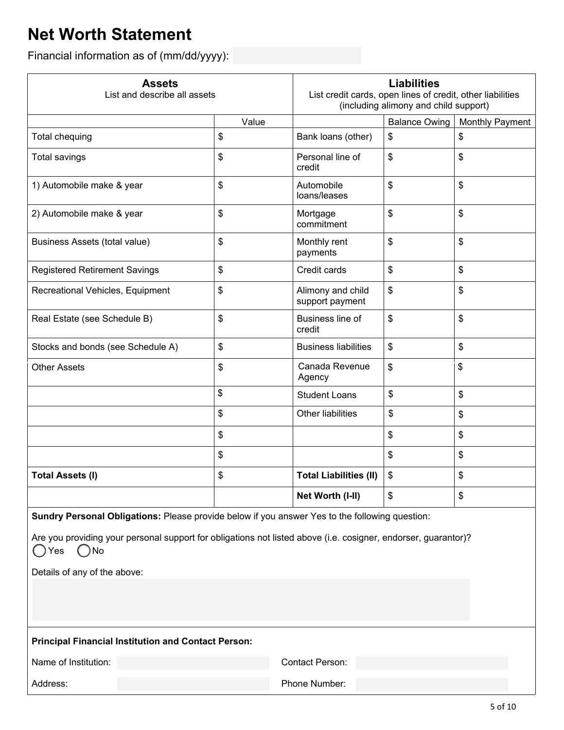# Net Worth Statement

Financial information as of (mm/dd/yyyy):

| Assets<br>List and describe all assets | | Liabilities<br>List credit cards, open lines of credit, other liabilities (including alimony and child support) | | |
|---|---|---|---|---|
| | Value | | Balance Owing | Monthly Payment |
| Total chequing | $ | Bank loans (other) | $ | $ |
| Total savings | $ | Personal line of credit | $ | $ |
| 1) Automobile make & year | $ | Automobile loans/leases | $ | $ |
| 2) Automobile make & year | $ | Mortgage commitment | $ | $ |
| Business Assets (total value) | $ | Monthly rent payments | $ | $ |
| Registered Retirement Savings | $ | Credit cards | $ | $ |
| Recreational Vehicles, Equipment | $ | Alimony and child support payment | $ | $ |
| Real Estate (see Schedule B) | $ | Business line of credit | $ | $ |
| Stocks and bonds (see Schedule A) | $ | Business liabilities | $ | $ |
| Other Assets | $ | Canada Revenue Agency | $ | $ |
| | $ | Student Loans | $ | $ |
| | $ | Other liabilities | $ | $ |
| | $ | | $ | $ |
| | $ | | $ | $ |
| **Total Assets (I)** | $ | **Total Liabilities (II)** | $ | $ |
| | | **Net Worth (I-II)** | $ | $ |

**Sundry Personal Obligations:** Please provide below if you answer Yes to the following question:

Are you providing your personal support for obligations not listed above (i.e. cosigner, endorser, guarantor)?

◯ Yes ◯ No

Details of any of the above:

**Principal Financial Institution and Contact Person:**

Name of Institution:

Contact Person:

Address:

Phone Number: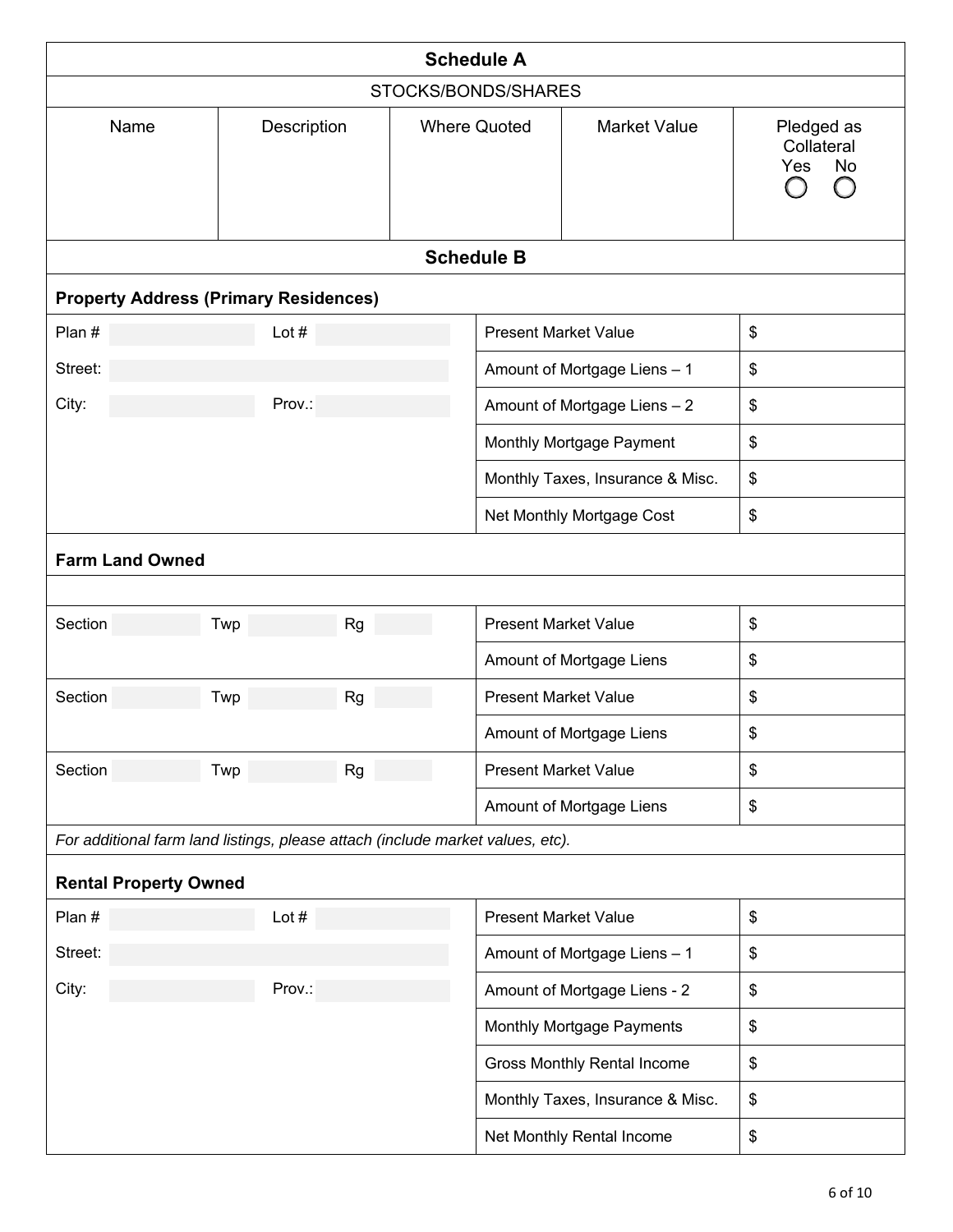## Schedule A

STOCKS/BONDS/SHARES

| Name | Description | Where Quoted | Market Value | Pledged as Collateral Yes ◯ No ◯ |
|---|---|---|---|---|
| | | | | |

## Schedule B

**Property Address (Primary Residences)**

| | |
|---|---|
| Plan # Lot # | Present Market Value $ |
| Street: | Amount of Mortgage Liens – 1 $ |
| City: Prov.: | Amount of Mortgage Liens – 2 $ |
| | Monthly Mortgage Payment $ |
| | Monthly Taxes, Insurance & Misc. $ |
| | Net Monthly Mortgage Cost $ |

**Farm Land Owned**

| | |
|---|---|
| Section Twp Rg | Present Market Value $ |
| | Amount of Mortgage Liens $ |
| Section Twp Rg | Present Market Value $ |
| | Amount of Mortgage Liens $ |
| Section Twp Rg | Present Market Value $ |
| | Amount of Mortgage Liens $ |

*For additional farm land listings, please attach (include market values, etc).*

**Rental Property Owned**

| | |
|---|---|
| Plan # Lot # | Present Market Value $ |
| Street: | Amount of Mortgage Liens – 1 $ |
| City: Prov.: | Amount of Mortgage Liens - 2 $ |
| | Monthly Mortgage Payments $ |
| | Gross Monthly Rental Income $ |
| | Monthly Taxes, Insurance & Misc. $ |
| | Net Monthly Rental Income $ |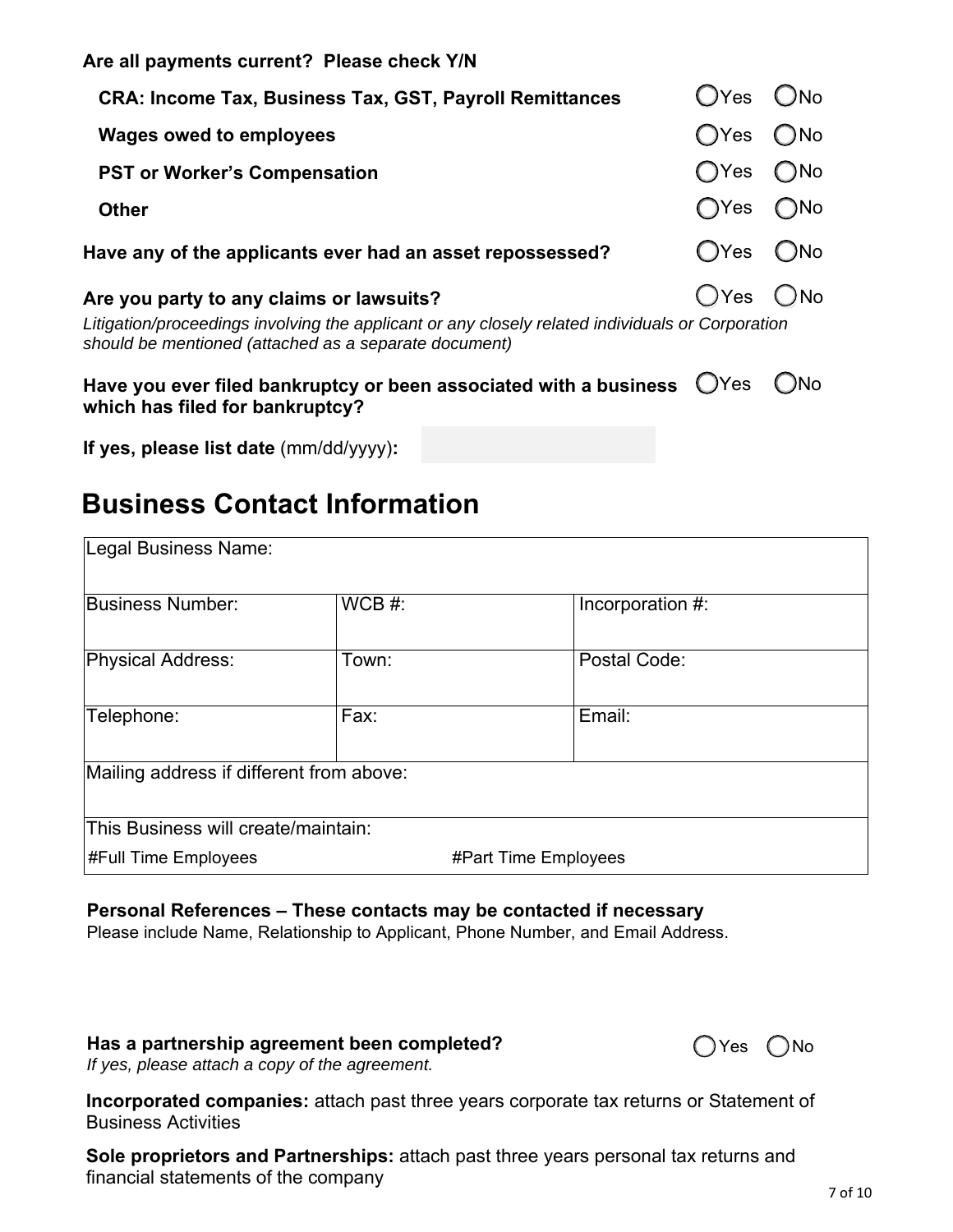**Are all payments current? Please check Y/N**

| | | |
|---|---|---|
| **CRA: Income Tax, Business Tax, GST, Payroll Remittances** | ◯Yes | ◯No |
| **Wages owed to employees** | ◯Yes | ◯No |
| **PST or Worker's Compensation** | ◯Yes | ◯No |
| **Other** | ◯Yes | ◯No |

**Have any of the applicants ever had an asset repossessed?** ◯Yes ◯No

**Are you party to any claims or lawsuits?** ◯Yes ◯No

*Litigation/proceedings involving the applicant or any closely related individuals or Corporation should be mentioned (attached as a separate document)*

**Have you ever filed bankruptcy or been associated with a business which has filed for bankruptcy?** ◯Yes ◯No

**If yes, please list date** (mm/dd/yyyy)**:**

# Business Contact Information

| Legal Business Name: | | |
|---|---|---|
| Business Number: | WCB #: | Incorporation #: |
| Physical Address: | Town: | Postal Code: |
| Telephone: | Fax: | Email: |
| Mailing address if different from above: | | |
| This Business will create/maintain: | | |
| #Full Time Employees | #Part Time Employees | |

**Personal References – These contacts may be contacted if necessary**

Please include Name, Relationship to Applicant, Phone Number, and Email Address.

**Has a partnership agreement been completed?** ◯Yes ◯No

*If yes, please attach a copy of the agreement.*

**Incorporated companies:** attach past three years corporate tax returns or Statement of Business Activities

**Sole proprietors and Partnerships:** attach past three years personal tax returns and financial statements of the company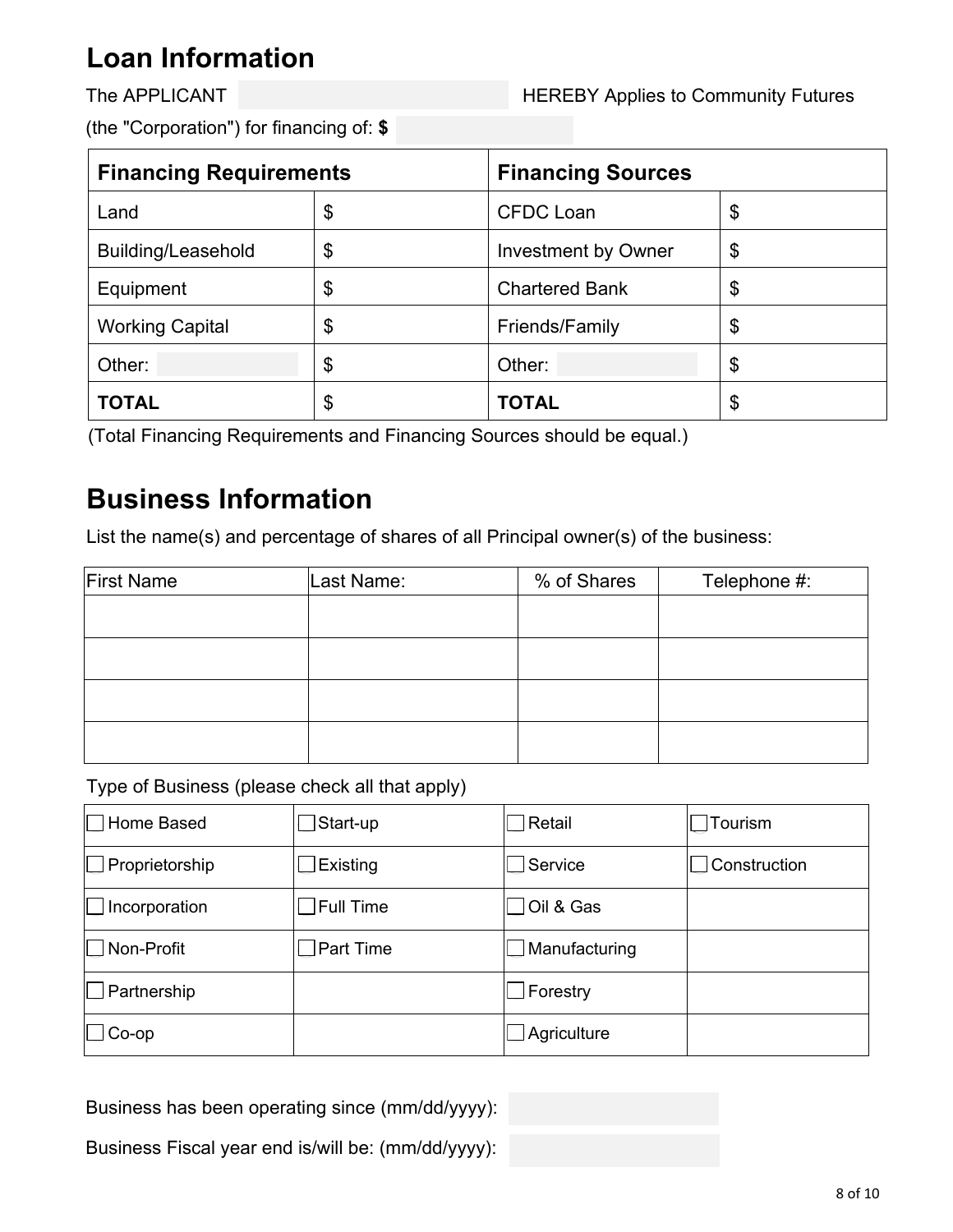## Loan Information

The APPLICANT \_\_\_\_\_\_\_\_\_\_\_\_\_\_\_\_ HEREBY Applies to Community Futures (the "Corporation") for financing of: **$** \_\_\_\_\_\_\_\_\_\_

| **Financing Requirements** | | **Financing Sources** | |
|---|---|---|---|
| Land | $ | CFDC Loan | $ |
| Building/Leasehold | $ | Investment by Owner | $ |
| Equipment | $ | Chartered Bank | $ |
| Working Capital | $ | Friends/Family | $ |
| Other: | $ | Other: | $ |
| **TOTAL** | $ | **TOTAL** | $ |

(Total Financing Requirements and Financing Sources should be equal.)

## Business Information

List the name(s) and percentage of shares of all Principal owner(s) of the business:

| First Name | Last Name: | % of Shares | Telephone #: |
|---|---|---|---|
| | | | |
| | | | |
| | | | |
| | | | |

Type of Business (please check all that apply)

| | | | |
|---|---|---|---|
| ☐ Home Based | ☐ Start-up | ☐ Retail | ☐ Tourism |
| ☐ Proprietorship | ☐ Existing | ☐ Service | ☐ Construction |
| ☐ Incorporation | ☐ Full Time | ☐ Oil & Gas | |
| ☐ Non-Profit | ☐ Part Time | ☐ Manufacturing | |
| ☐ Partnership | | ☐ Forestry | |
| ☐ Co-op | | ☐ Agriculture | |

Business has been operating since (mm/dd/yyyy): \_\_\_\_\_\_\_\_\_\_

Business Fiscal year end is/will be: (mm/dd/yyyy): \_\_\_\_\_\_\_\_\_\_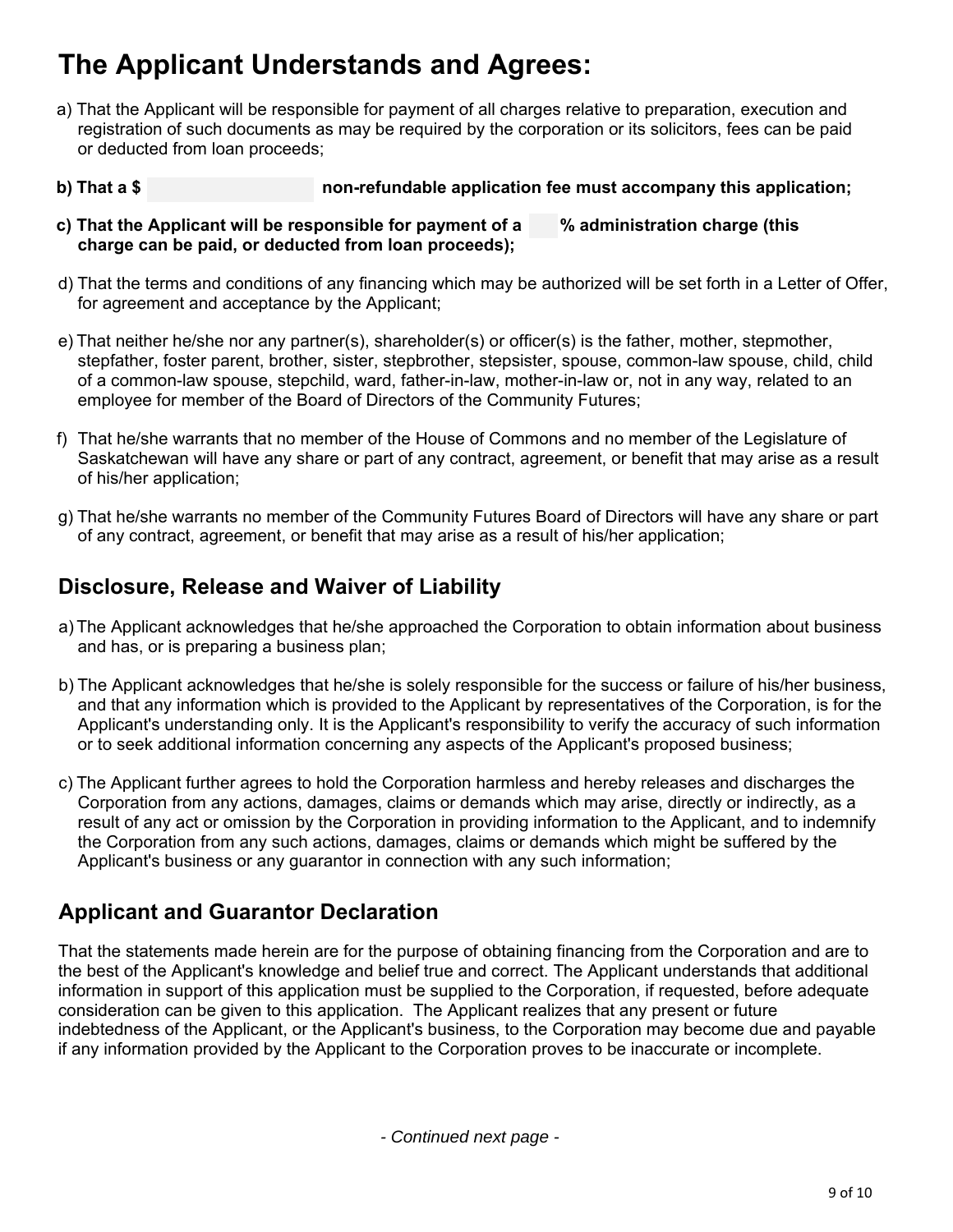# The Applicant Understands and Agrees:

a) That the Applicant will be responsible for payment of all charges relative to preparation, execution and registration of such documents as may be required by the corporation or its solicitors, fees can be paid or deducted from loan proceeds;

**b) That a $ \_\_\_\_\_\_\_\_\_\_ non-refundable application fee must accompany this application;**

**c) That the Applicant will be responsible for payment of a \_\_\_ % administration charge (this charge can be paid, or deducted from loan proceeds);**

d) That the terms and conditions of any financing which may be authorized will be set forth in a Letter of Offer, for agreement and acceptance by the Applicant;

e) That neither he/she nor any partner(s), shareholder(s) or officer(s) is the father, mother, stepmother, stepfather, foster parent, brother, sister, stepbrother, stepsister, spouse, common-law spouse, child, child of a common-law spouse, stepchild, ward, father-in-law, mother-in-law or, not in any way, related to an employee for member of the Board of Directors of the Community Futures;

f) That he/she warrants that no member of the House of Commons and no member of the Legislature of Saskatchewan will have any share or part of any contract, agreement, or benefit that may arise as a result of his/her application;

g) That he/she warrants no member of the Community Futures Board of Directors will have any share or part of any contract, agreement, or benefit that may arise as a result of his/her application;

## Disclosure, Release and Waiver of Liability

a) The Applicant acknowledges that he/she approached the Corporation to obtain information about business and has, or is preparing a business plan;

b) The Applicant acknowledges that he/she is solely responsible for the success or failure of his/her business, and that any information which is provided to the Applicant by representatives of the Corporation, is for the Applicant's understanding only. It is the Applicant's responsibility to verify the accuracy of such information or to seek additional information concerning any aspects of the Applicant's proposed business;

c) The Applicant further agrees to hold the Corporation harmless and hereby releases and discharges the Corporation from any actions, damages, claims or demands which may arise, directly or indirectly, as a result of any act or omission by the Corporation in providing information to the Applicant, and to indemnify the Corporation from any such actions, damages, claims or demands which might be suffered by the Applicant's business or any guarantor in connection with any such information;

## Applicant and Guarantor Declaration

That the statements made herein are for the purpose of obtaining financing from the Corporation and are to the best of the Applicant's knowledge and belief true and correct. The Applicant understands that additional information in support of this application must be supplied to the Corporation, if requested, before adequate consideration can be given to this application. The Applicant realizes that any present or future indebtedness of the Applicant, or the Applicant's business, to the Corporation may become due and payable if any information provided by the Applicant to the Corporation proves to be inaccurate or incomplete.

*- Continued next page -*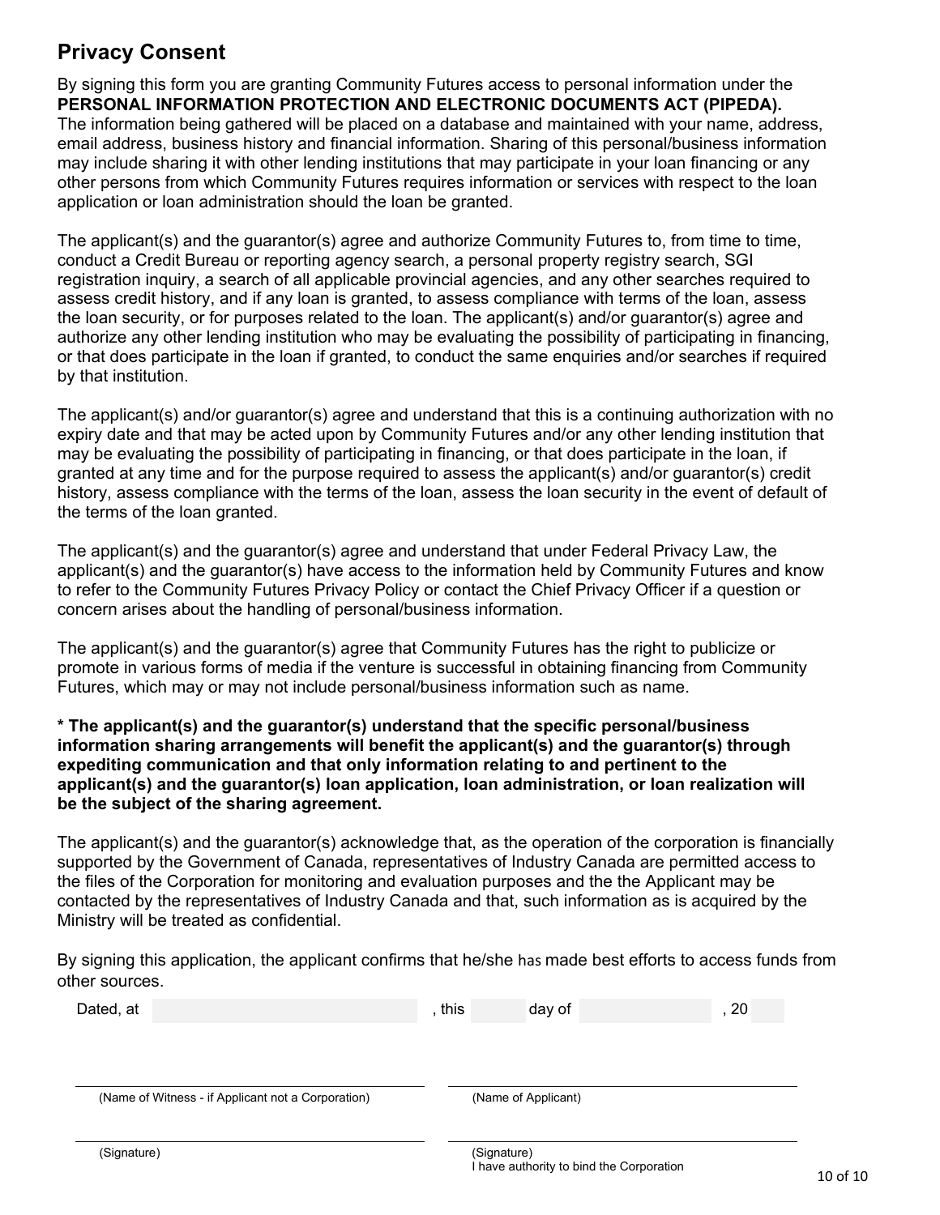## Privacy Consent

By signing this form you are granting Community Futures access to personal information under the **PERSONAL INFORMATION PROTECTION AND ELECTRONIC DOCUMENTS ACT (PIPEDA).** The information being gathered will be placed on a database and maintained with your name, address, email address, business history and financial information. Sharing of this personal/business information may include sharing it with other lending institutions that may participate in your loan financing or any other persons from which Community Futures requires information or services with respect to the loan application or loan administration should the loan be granted.

The applicant(s) and the guarantor(s) agree and authorize Community Futures to, from time to time, conduct a Credit Bureau or reporting agency search, a personal property registry search, SGI registration inquiry, a search of all applicable provincial agencies, and any other searches required to assess credit history, and if any loan is granted, to assess compliance with terms of the loan, assess the loan security, or for purposes related to the loan. The applicant(s) and/or guarantor(s) agree and authorize any other lending institution who may be evaluating the possibility of participating in financing, or that does participate in the loan if granted, to conduct the same enquiries and/or searches if required by that institution.

The applicant(s) and/or guarantor(s) agree and understand that this is a continuing authorization with no expiry date and that may be acted upon by Community Futures and/or any other lending institution that may be evaluating the possibility of participating in financing, or that does participate in the loan, if granted at any time and for the purpose required to assess the applicant(s) and/or guarantor(s) credit history, assess compliance with the terms of the loan, assess the loan security in the event of default of the terms of the loan granted.

The applicant(s) and the guarantor(s) agree and understand that under Federal Privacy Law, the applicant(s) and the guarantor(s) have access to the information held by Community Futures and know to refer to the Community Futures Privacy Policy or contact the Chief Privacy Officer if a question or concern arises about the handling of personal/business information.

The applicant(s) and the guarantor(s) agree that Community Futures has the right to publicize or promote in various forms of media if the venture is successful in obtaining financing from Community Futures, which may or may not include personal/business information such as name.

**\* The applicant(s) and the guarantor(s) understand that the specific personal/business information sharing arrangements will benefit the applicant(s) and the guarantor(s) through expediting communication and that only information relating to and pertinent to the applicant(s) and the guarantor(s) loan application, loan administration, or loan realization will be the subject of the sharing agreement.**

The applicant(s) and the guarantor(s) acknowledge that, as the operation of the corporation is financially supported by the Government of Canada, representatives of Industry Canada are permitted access to the files of the Corporation for monitoring and evaluation purposes and the the Applicant may be contacted by the representatives of Industry Canada and that, such information as is acquired by the Ministry will be treated as confidential.

By signing this application, the applicant confirms that he/she has made best efforts to access funds from other sources.

Dated, at ____________________, this ______ day of ____________________, 20____

____________________________________
(Name of Witness - if Applicant not a Corporation)

____________________________________
(Name of Applicant)

____________________________________
(Signature)

____________________________________
(Signature)
I have authority to bind the Corporation